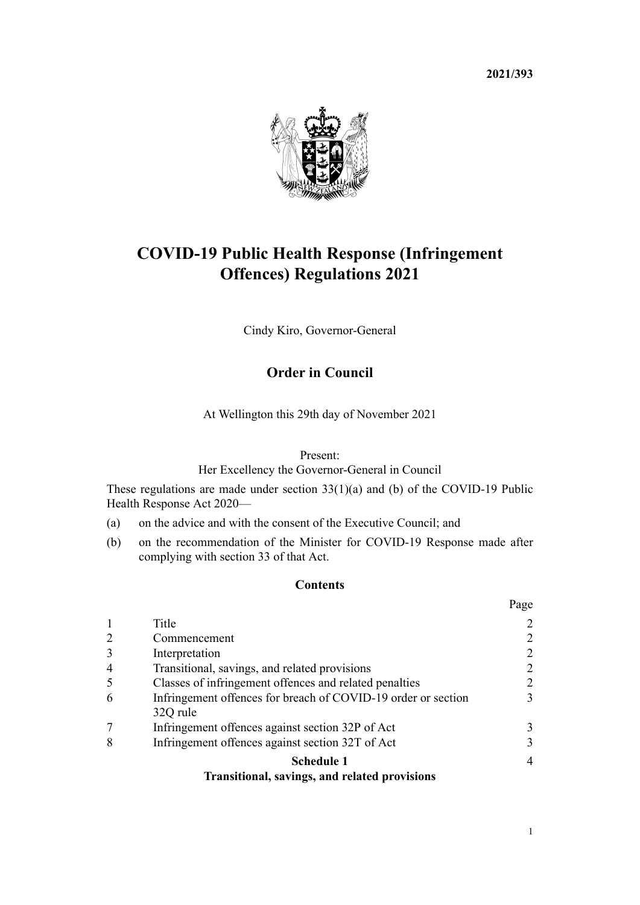**2021/393**

# COVID-19 Public Health Response (Infringement Offences) Regulations 2021

Cindy Kiro, Governor-General

## Order in Council

At Wellington this 29th day of November 2021

Present:
Her Excellency the Governor-General in Council

These regulations are made under section 33(1)(a) and (b) of the COVID-19 Public Health Response Act 2020—

(a) on the advice and with the consent of the Executive Council; and

(b) on the recommendation of the Minister for COVID-19 Response made after complying with section 33 of that Act.

### Contents

| | | Page |
|---|---|---|
| 1 | Title | 2 |
| 2 | Commencement | 2 |
| 3 | Interpretation | 2 |
| 4 | Transitional, savings, and related provisions | 2 |
| 5 | Classes of infringement offences and related penalties | 2 |
| 6 | Infringement offences for breach of COVID-19 order or section 32Q rule | 3 |
| 7 | Infringement offences against section 32P of Act | 3 |
| 8 | Infringement offences against section 32T of Act | 3 |
| | **Schedule 1** **Transitional, savings, and related provisions** | 4 |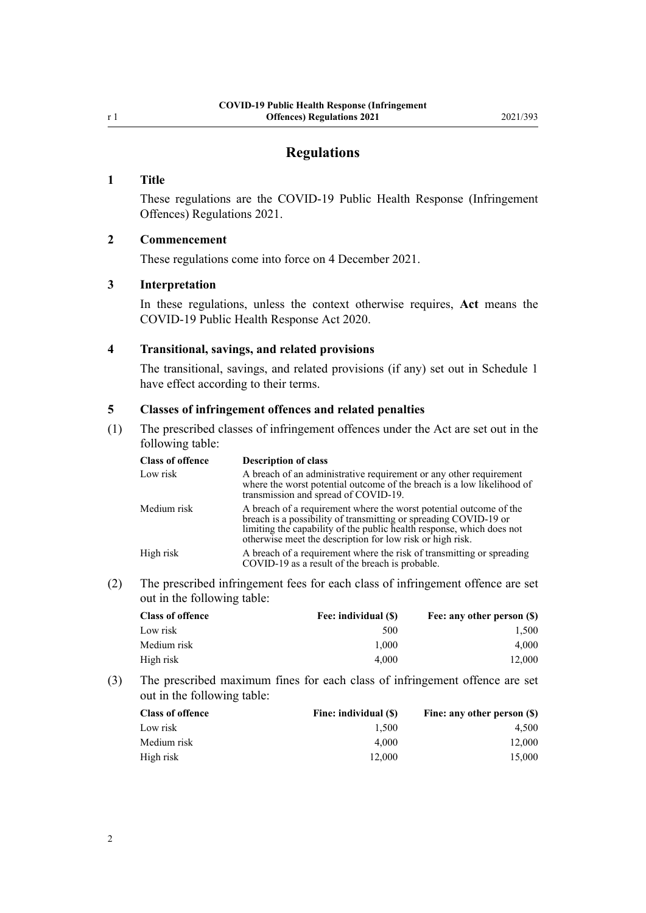## Regulations

### 1 Title

These regulations are the COVID-19 Public Health Response (Infringement Offences) Regulations 2021.

### 2 Commencement

These regulations come into force on 4 December 2021.

### 3 Interpretation

In these regulations, unless the context otherwise requires, **Act** means the COVID-19 Public Health Response Act 2020.

### 4 Transitional, savings, and related provisions

The transitional, savings, and related provisions (if any) set out in Schedule 1 have effect according to their terms.

### 5 Classes of infringement offences and related penalties

(1) The prescribed classes of infringement offences under the Act are set out in the following table:

| Class of offence | Description of class |
| --- | --- |
| Low risk | A breach of an administrative requirement or any other requirement where the worst potential outcome of the breach is a low likelihood of transmission and spread of COVID-19. |
| Medium risk | A breach of a requirement where the worst potential outcome of the breach is a possibility of transmitting or spreading COVID-19 or limiting the capability of the public health response, which does not otherwise meet the description for low risk or high risk. |
| High risk | A breach of a requirement where the risk of transmitting or spreading COVID-19 as a result of the breach is probable. |

(2) The prescribed infringement fees for each class of infringement offence are set out in the following table:

| Class of offence | Fee: individual ($) | Fee: any other person ($) |
| --- | ---: | ---: |
| Low risk | 500 | 1,500 |
| Medium risk | 1,000 | 4,000 |
| High risk | 4,000 | 12,000 |

(3) The prescribed maximum fines for each class of infringement offence are set out in the following table:

| Class of offence | Fine: individual ($) | Fine: any other person ($) |
| --- | ---: | ---: |
| Low risk | 1,500 | 4,500 |
| Medium risk | 4,000 | 12,000 |
| High risk | 12,000 | 15,000 |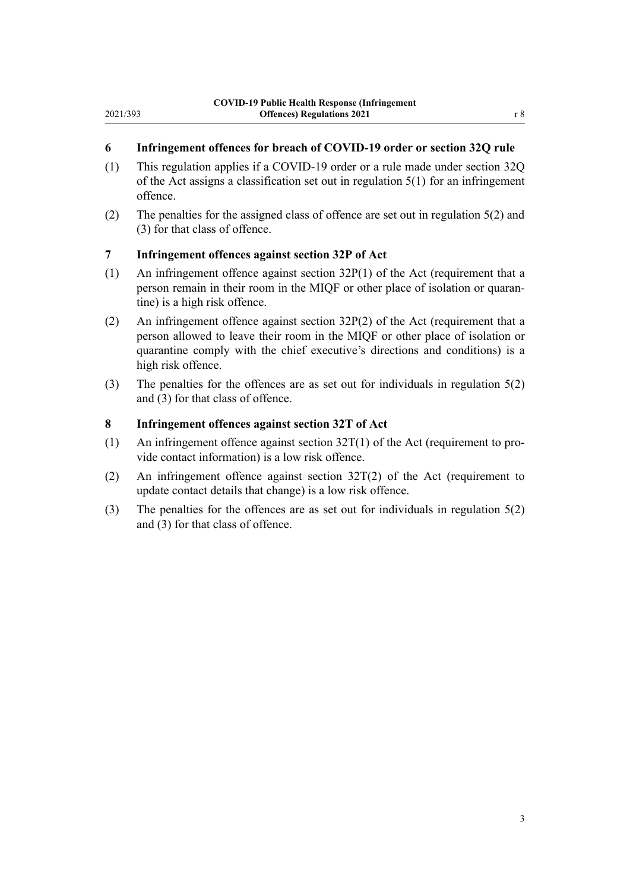## 6 Infringement offences for breach of COVID-19 order or section 32Q rule

(1) This regulation applies if a COVID-19 order or a rule made under section 32Q of the Act assigns a classification set out in regulation 5(1) for an infringement offence.

(2) The penalties for the assigned class of offence are set out in regulation 5(2) and (3) for that class of offence.

## 7 Infringement offences against section 32P of Act

(1) An infringement offence against section 32P(1) of the Act (requirement that a person remain in their room in the MIQF or other place of isolation or quarantine) is a high risk offence.

(2) An infringement offence against section 32P(2) of the Act (requirement that a person allowed to leave their room in the MIQF or other place of isolation or quarantine comply with the chief executive's directions and conditions) is a high risk offence.

(3) The penalties for the offences are as set out for individuals in regulation 5(2) and (3) for that class of offence.

## 8 Infringement offences against section 32T of Act

(1) An infringement offence against section 32T(1) of the Act (requirement to provide contact information) is a low risk offence.

(2) An infringement offence against section 32T(2) of the Act (requirement to update contact details that change) is a low risk offence.

(3) The penalties for the offences are as set out for individuals in regulation 5(2) and (3) for that class of offence.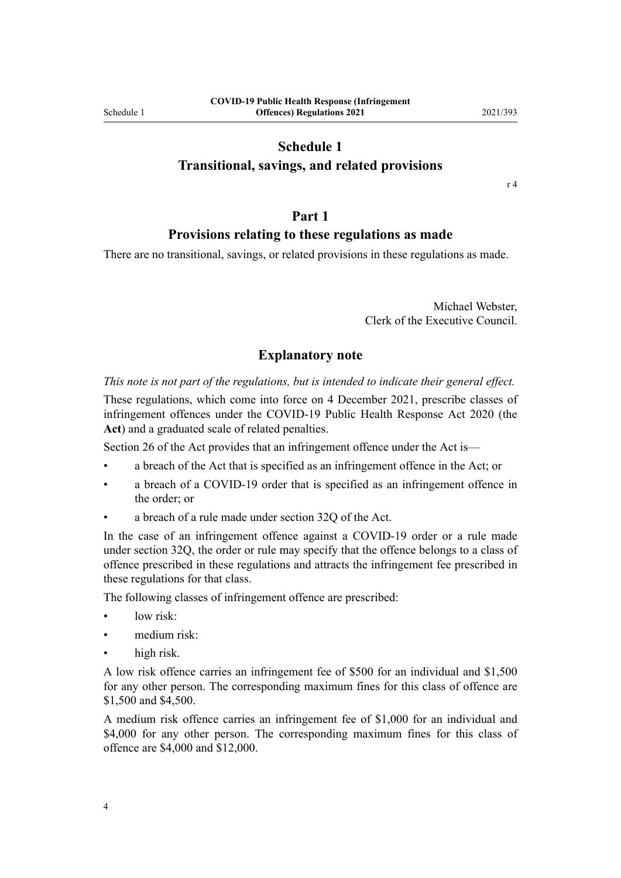# Schedule 1
# Transitional, savings, and related provisions

r 4

## Part 1
## Provisions relating to these regulations as made

There are no transitional, savings, or related provisions in these regulations as made.

Michael Webster,
Clerk of the Executive Council.

## Explanatory note

*This note is not part of the regulations, but is intended to indicate their general effect.*

These regulations, which come into force on 4 December 2021, prescribe classes of infringement offences under the COVID-19 Public Health Response Act 2020 (the **Act**) and a graduated scale of related penalties.

Section 26 of the Act provides that an infringement offence under the Act is—

- a breach of the Act that is specified as an infringement offence in the Act; or
- a breach of a COVID-19 order that is specified as an infringement offence in the order; or
- a breach of a rule made under section 32Q of the Act.

In the case of an infringement offence against a COVID-19 order or a rule made under section 32Q, the order or rule may specify that the offence belongs to a class of offence prescribed in these regulations and attracts the infringement fee prescribed in these regulations for that class.

The following classes of infringement offence are prescribed:

- low risk:
- medium risk:
- high risk.

A low risk offence carries an infringement fee of $500 for an individual and $1,500 for any other person. The corresponding maximum fines for this class of offence are $1,500 and $4,500.

A medium risk offence carries an infringement fee of $1,000 for an individual and $4,000 for any other person. The corresponding maximum fines for this class of offence are $4,000 and $12,000.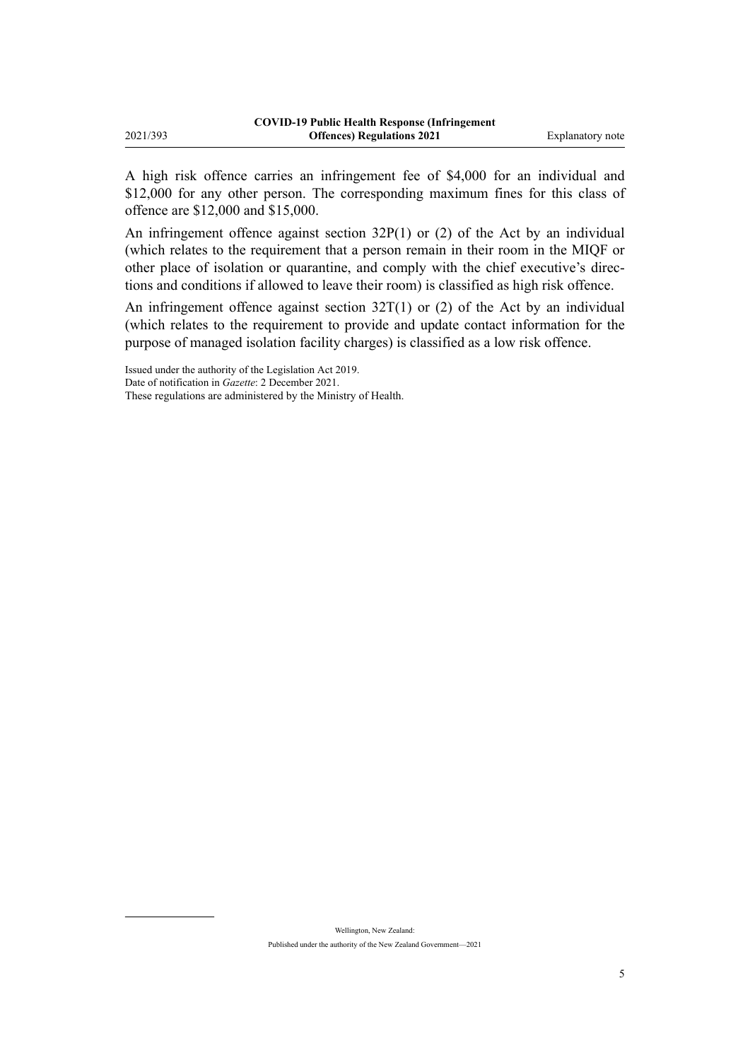A high risk offence carries an infringement fee of $4,000 for an individual and $12,000 for any other person. The corresponding maximum fines for this class of offence are $12,000 and $15,000.

An infringement offence against section 32P(1) or (2) of the Act by an individual (which relates to the requirement that a person remain in their room in the MIQF or other place of isolation or quarantine, and comply with the chief executive's directions and conditions if allowed to leave their room) is classified as high risk offence.

An infringement offence against section 32T(1) or (2) of the Act by an individual (which relates to the requirement to provide and update contact information for the purpose of managed isolation facility charges) is classified as a low risk offence.

Issued under the authority of the Legislation Act 2019.
Date of notification in *Gazette*: 2 December 2021.
These regulations are administered by the Ministry of Health.

Wellington, New Zealand:
Published under the authority of the New Zealand Government—2021